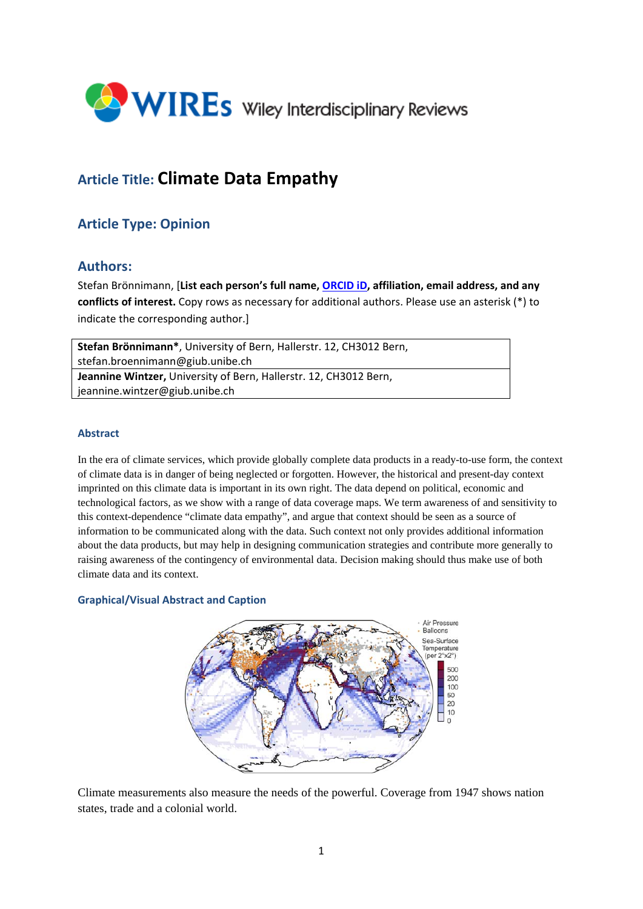# Article Title: Climate Data Empathy

## Article Type: Opinion

## Authors:

Stefan Brönnimann, [**List each person's full name, ORCID iD, affiliation, email address, and any conflicts of interest.** Copy rows as necessary for additional authors. Please use an asterisk (*) to indicate the corresponding author.]

| **Stefan Brönnimann***, University of Bern, Hallerstr. 12, CH3012 Bern, stefan.broennimann@giub.unibe.ch |
|---|
| **Jeannine Wintzer,** University of Bern, Hallerstr. 12, CH3012 Bern, jeannine.wintzer@giub.unibe.ch |

### Abstract

In the era of climate services, which provide globally complete data products in a ready-to-use form, the context of climate data is in danger of being neglected or forgotten. However, the historical and present-day context imprinted on this climate data is important in its own right. The data depend on political, economic and technological factors, as we show with a range of data coverage maps. We term awareness of and sensitivity to this context-dependence "climate data empathy", and argue that context should be seen as a source of information to be communicated along with the data. Such context not only provides additional information about the data products, but may help in designing communication strategies and contribute more generally to raising awareness of the contingency of environmental data. Decision making should thus make use of both climate data and its context.

### Graphical/Visual Abstract and Caption

Climate measurements also measure the needs of the powerful. Coverage from 1947 shows nation states, trade and a colonial world.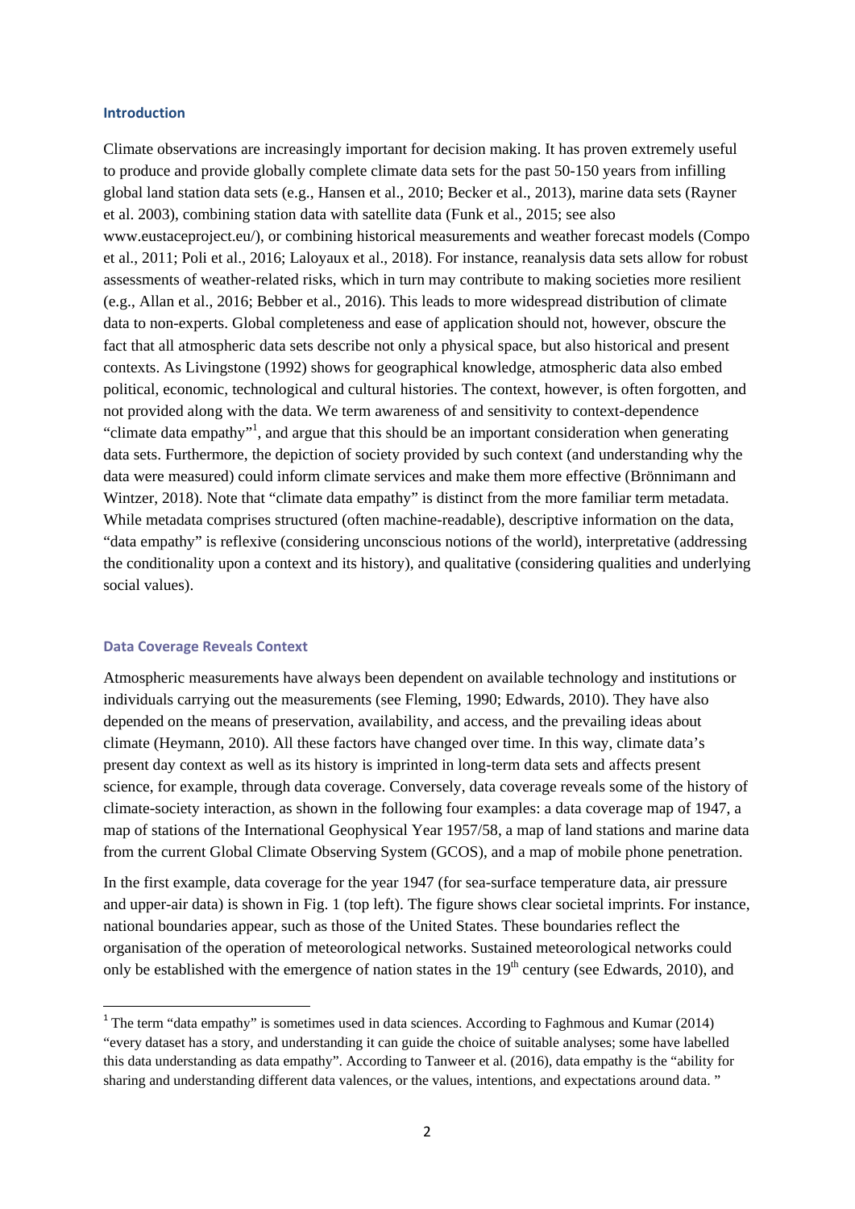## Introduction

Climate observations are increasingly important for decision making. It has proven extremely useful to produce and provide globally complete climate data sets for the past 50-150 years from infilling global land station data sets (e.g., Hansen et al., 2010; Becker et al., 2013), marine data sets (Rayner et al. 2003), combining station data with satellite data (Funk et al., 2015; see also www.eustaceproject.eu/), or combining historical measurements and weather forecast models (Compo et al., 2011; Poli et al., 2016; Laloyaux et al., 2018). For instance, reanalysis data sets allow for robust assessments of weather-related risks, which in turn may contribute to making societies more resilient (e.g., Allan et al., 2016; Bebber et al., 2016). This leads to more widespread distribution of climate data to non-experts. Global completeness and ease of application should not, however, obscure the fact that all atmospheric data sets describe not only a physical space, but also historical and present contexts. As Livingstone (1992) shows for geographical knowledge, atmospheric data also embed political, economic, technological and cultural histories. The context, however, is often forgotten, and not provided along with the data. We term awareness of and sensitivity to context-dependence "climate data empathy"[1], and argue that this should be an important consideration when generating data sets. Furthermore, the depiction of society provided by such context (and understanding why the data were measured) could inform climate services and make them more effective (Brönnimann and Wintzer, 2018). Note that "climate data empathy" is distinct from the more familiar term metadata. While metadata comprises structured (often machine-readable), descriptive information on the data, "data empathy" is reflexive (considering unconscious notions of the world), interpretative (addressing the conditionality upon a context and its history), and qualitative (considering qualities and underlying social values).

## Data Coverage Reveals Context

Atmospheric measurements have always been dependent on available technology and institutions or individuals carrying out the measurements (see Fleming, 1990; Edwards, 2010). They have also depended on the means of preservation, availability, and access, and the prevailing ideas about climate (Heymann, 2010). All these factors have changed over time. In this way, climate data's present day context as well as its history is imprinted in long-term data sets and affects present science, for example, through data coverage. Conversely, data coverage reveals some of the history of climate-society interaction, as shown in the following four examples: a data coverage map of 1947, a map of stations of the International Geophysical Year 1957/58, a map of land stations and marine data from the current Global Climate Observing System (GCOS), and a map of mobile phone penetration.

In the first example, data coverage for the year 1947 (for sea-surface temperature data, air pressure and upper-air data) is shown in Fig. 1 (top left). The figure shows clear societal imprints. For instance, national boundaries appear, such as those of the United States. These boundaries reflect the organisation of the operation of meteorological networks. Sustained meteorological networks could only be established with the emergence of nation states in the 19th century (see Edwards, 2010), and

[1] The term "data empathy" is sometimes used in data sciences. According to Faghmous and Kumar (2014) "every dataset has a story, and understanding it can guide the choice of suitable analyses; some have labelled this data understanding as data empathy". According to Tanweer et al. (2016), data empathy is the "ability for sharing and understanding different data valences, or the values, intentions, and expectations around data. "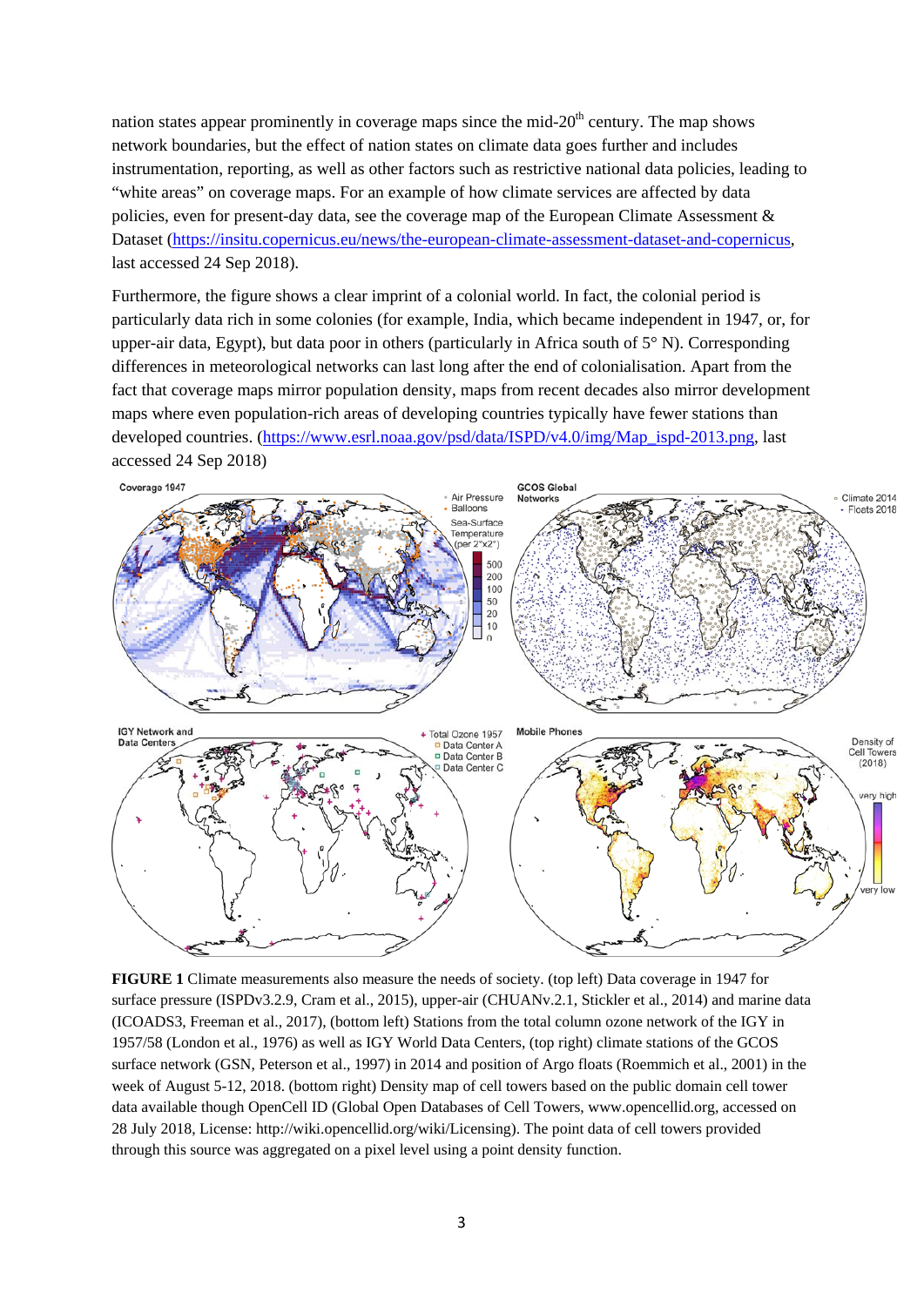nation states appear prominently in coverage maps since the mid-20th century. The map shows network boundaries, but the effect of nation states on climate data goes further and includes instrumentation, reporting, as well as other factors such as restrictive national data policies, leading to "white areas" on coverage maps. For an example of how climate services are affected by data policies, even for present-day data, see the coverage map of the European Climate Assessment & Dataset (https://insitu.copernicus.eu/news/the-european-climate-assessment-dataset-and-copernicus, last accessed 24 Sep 2018).

Furthermore, the figure shows a clear imprint of a colonial world. In fact, the colonial period is particularly data rich in some colonies (for example, India, which became independent in 1947, or, for upper-air data, Egypt), but data poor in others (particularly in Africa south of 5° N). Corresponding differences in meteorological networks can last long after the end of colonialisation. Apart from the fact that coverage maps mirror population density, maps from recent decades also mirror development maps where even population-rich areas of developing countries typically have fewer stations than developed countries. (https://www.esrl.noaa.gov/psd/data/ISPD/v4.0/img/Map_ispd-2013.png, last accessed 24 Sep 2018)

**FIGURE 1** Climate measurements also measure the needs of society. (top left) Data coverage in 1947 for surface pressure (ISPDv3.2.9, Cram et al., 2015), upper-air (CHUANv.2.1, Stickler et al., 2014) and marine data (ICOADS3, Freeman et al., 2017), (bottom left) Stations from the total column ozone network of the IGY in 1957/58 (London et al., 1976) as well as IGY World Data Centers, (top right) climate stations of the GCOS surface network (GSN, Peterson et al., 1997) in 2014 and position of Argo floats (Roemmich et al., 2001) in the week of August 5-12, 2018. (bottom right) Density map of cell towers based on the public domain cell tower data available though OpenCell ID (Global Open Databases of Cell Towers, www.opencellid.org, accessed on 28 July 2018, License: http://wiki.opencellid.org/wiki/Licensing). The point data of cell towers provided through this source was aggregated on a pixel level using a point density function.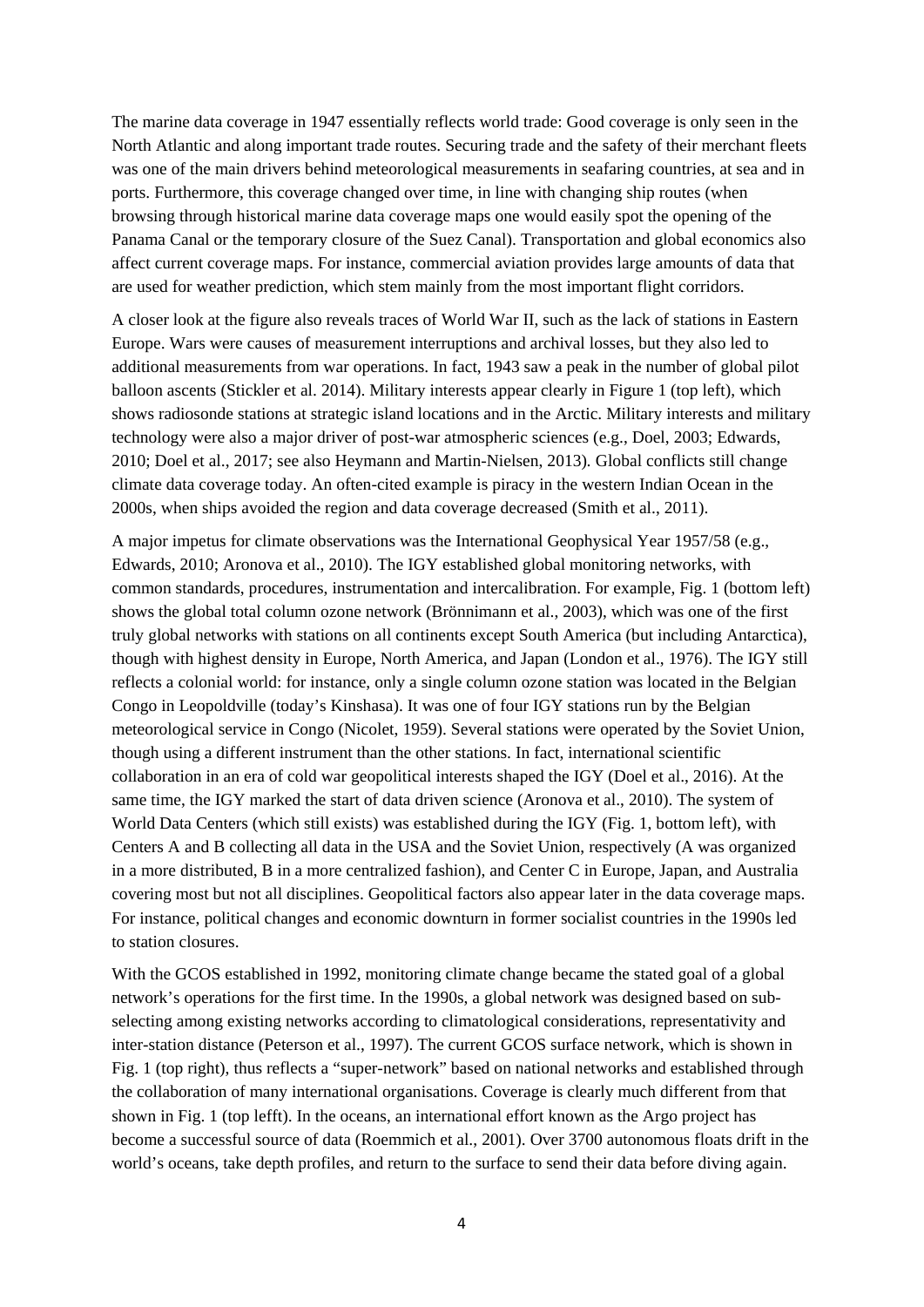The marine data coverage in 1947 essentially reflects world trade: Good coverage is only seen in the North Atlantic and along important trade routes. Securing trade and the safety of their merchant fleets was one of the main drivers behind meteorological measurements in seafaring countries, at sea and in ports. Furthermore, this coverage changed over time, in line with changing ship routes (when browsing through historical marine data coverage maps one would easily spot the opening of the Panama Canal or the temporary closure of the Suez Canal). Transportation and global economics also affect current coverage maps. For instance, commercial aviation provides large amounts of data that are used for weather prediction, which stem mainly from the most important flight corridors.

A closer look at the figure also reveals traces of World War II, such as the lack of stations in Eastern Europe. Wars were causes of measurement interruptions and archival losses, but they also led to additional measurements from war operations. In fact, 1943 saw a peak in the number of global pilot balloon ascents (Stickler et al. 2014). Military interests appear clearly in Figure 1 (top left), which shows radiosonde stations at strategic island locations and in the Arctic. Military interests and military technology were also a major driver of post-war atmospheric sciences (e.g., Doel, 2003; Edwards, 2010; Doel et al., 2017; see also Heymann and Martin-Nielsen, 2013). Global conflicts still change climate data coverage today. An often-cited example is piracy in the western Indian Ocean in the 2000s, when ships avoided the region and data coverage decreased (Smith et al., 2011).

A major impetus for climate observations was the International Geophysical Year 1957/58 (e.g., Edwards, 2010; Aronova et al., 2010). The IGY established global monitoring networks, with common standards, procedures, instrumentation and intercalibration. For example, Fig. 1 (bottom left) shows the global total column ozone network (Brönnimann et al., 2003), which was one of the first truly global networks with stations on all continents except South America (but including Antarctica), though with highest density in Europe, North America, and Japan (London et al., 1976). The IGY still reflects a colonial world: for instance, only a single column ozone station was located in the Belgian Congo in Leopoldville (today's Kinshasa). It was one of four IGY stations run by the Belgian meteorological service in Congo (Nicolet, 1959). Several stations were operated by the Soviet Union, though using a different instrument than the other stations. In fact, international scientific collaboration in an era of cold war geopolitical interests shaped the IGY (Doel et al., 2016). At the same time, the IGY marked the start of data driven science (Aronova et al., 2010). The system of World Data Centers (which still exists) was established during the IGY (Fig. 1, bottom left), with Centers A and B collecting all data in the USA and the Soviet Union, respectively (A was organized in a more distributed, B in a more centralized fashion), and Center C in Europe, Japan, and Australia covering most but not all disciplines. Geopolitical factors also appear later in the data coverage maps. For instance, political changes and economic downturn in former socialist countries in the 1990s led to station closures.

With the GCOS established in 1992, monitoring climate change became the stated goal of a global network's operations for the first time. In the 1990s, a global network was designed based on sub-selecting among existing networks according to climatological considerations, representativity and inter-station distance (Peterson et al., 1997). The current GCOS surface network, which is shown in Fig. 1 (top right), thus reflects a "super-network" based on national networks and established through the collaboration of many international organisations. Coverage is clearly much different from that shown in Fig. 1 (top lefft). In the oceans, an international effort known as the Argo project has become a successful source of data (Roemmich et al., 2001). Over 3700 autonomous floats drift in the world's oceans, take depth profiles, and return to the surface to send their data before diving again.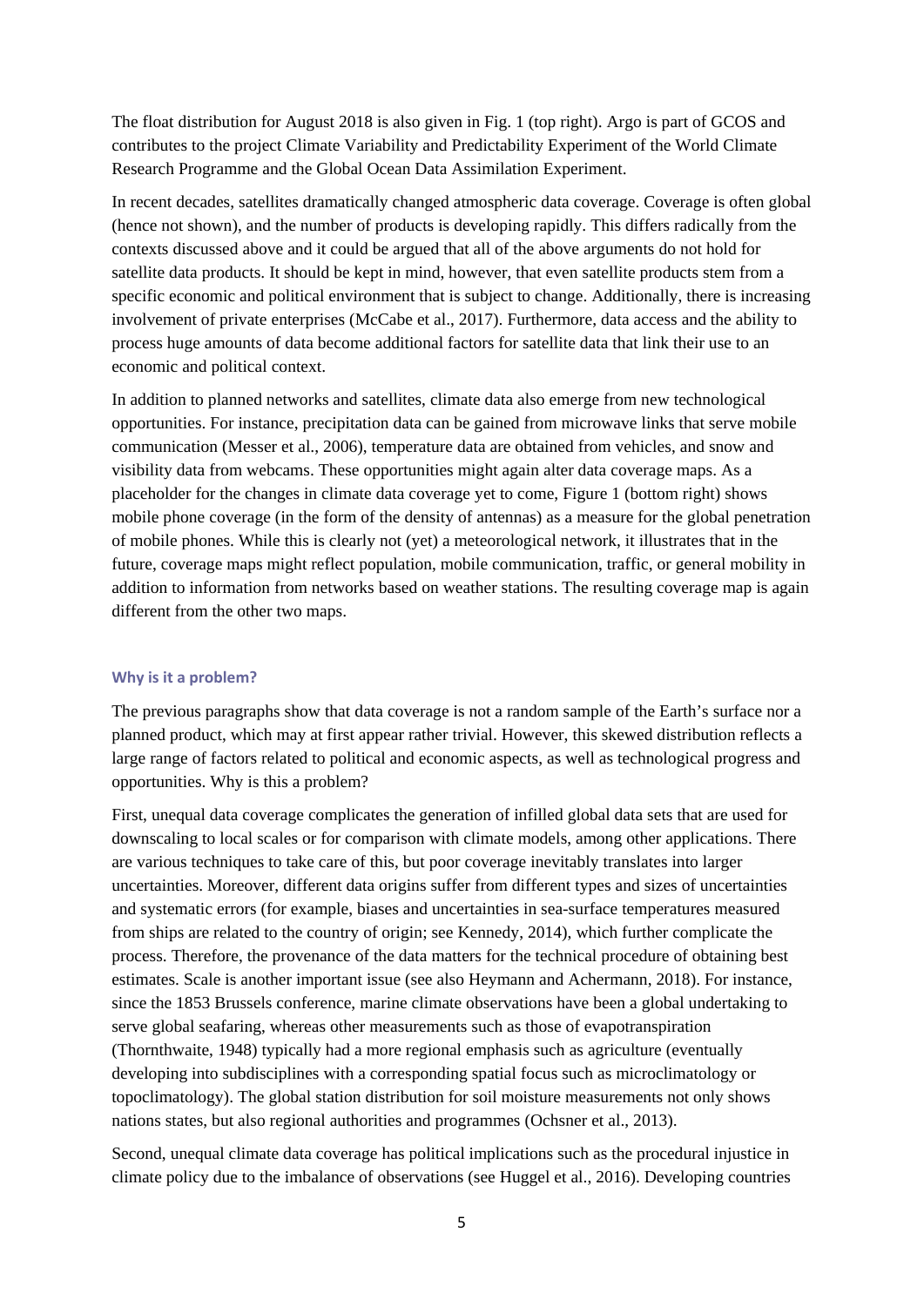The float distribution for August 2018 is also given in Fig. 1 (top right). Argo is part of GCOS and contributes to the project Climate Variability and Predictability Experiment of the World Climate Research Programme and the Global Ocean Data Assimilation Experiment.

In recent decades, satellites dramatically changed atmospheric data coverage. Coverage is often global (hence not shown), and the number of products is developing rapidly. This differs radically from the contexts discussed above and it could be argued that all of the above arguments do not hold for satellite data products. It should be kept in mind, however, that even satellite products stem from a specific economic and political environment that is subject to change. Additionally, there is increasing involvement of private enterprises (McCabe et al., 2017). Furthermore, data access and the ability to process huge amounts of data become additional factors for satellite data that link their use to an economic and political context.

In addition to planned networks and satellites, climate data also emerge from new technological opportunities. For instance, precipitation data can be gained from microwave links that serve mobile communication (Messer et al., 2006), temperature data are obtained from vehicles, and snow and visibility data from webcams. These opportunities might again alter data coverage maps. As a placeholder for the changes in climate data coverage yet to come, Figure 1 (bottom right) shows mobile phone coverage (in the form of the density of antennas) as a measure for the global penetration of mobile phones. While this is clearly not (yet) a meteorological network, it illustrates that in the future, coverage maps might reflect population, mobile communication, traffic, or general mobility in addition to information from networks based on weather stations. The resulting coverage map is again different from the other two maps.

### Why is it a problem?

The previous paragraphs show that data coverage is not a random sample of the Earth's surface nor a planned product, which may at first appear rather trivial. However, this skewed distribution reflects a large range of factors related to political and economic aspects, as well as technological progress and opportunities. Why is this a problem?

First, unequal data coverage complicates the generation of infilled global data sets that are used for downscaling to local scales or for comparison with climate models, among other applications. There are various techniques to take care of this, but poor coverage inevitably translates into larger uncertainties. Moreover, different data origins suffer from different types and sizes of uncertainties and systematic errors (for example, biases and uncertainties in sea-surface temperatures measured from ships are related to the country of origin; see Kennedy, 2014), which further complicate the process. Therefore, the provenance of the data matters for the technical procedure of obtaining best estimates. Scale is another important issue (see also Heymann and Achermann, 2018). For instance, since the 1853 Brussels conference, marine climate observations have been a global undertaking to serve global seafaring, whereas other measurements such as those of evapotranspiration (Thornthwaite, 1948) typically had a more regional emphasis such as agriculture (eventually developing into subdisciplines with a corresponding spatial focus such as microclimatology or topoclimatology). The global station distribution for soil moisture measurements not only shows nations states, but also regional authorities and programmes (Ochsner et al., 2013).

Second, unequal climate data coverage has political implications such as the procedural injustice in climate policy due to the imbalance of observations (see Huggel et al., 2016). Developing countries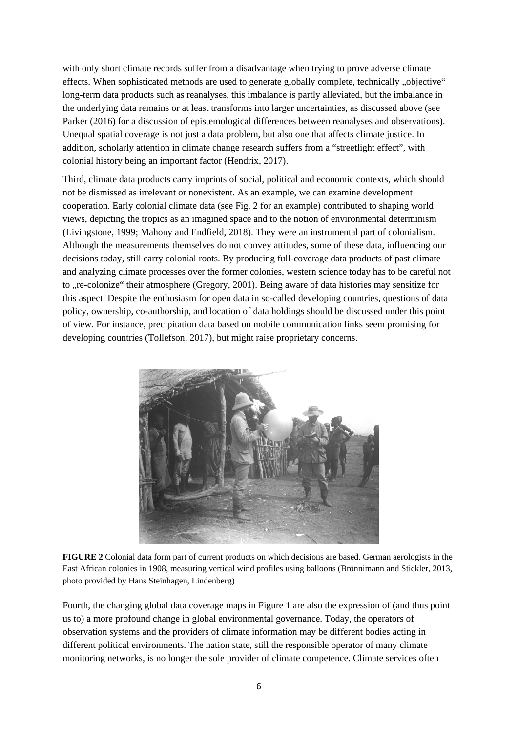with only short climate records suffer from a disadvantage when trying to prove adverse climate effects. When sophisticated methods are used to generate globally complete, technically „objective" long-term data products such as reanalyses, this imbalance is partly alleviated, but the imbalance in the underlying data remains or at least transforms into larger uncertainties, as discussed above (see Parker (2016) for a discussion of epistemological differences between reanalyses and observations). Unequal spatial coverage is not just a data problem, but also one that affects climate justice. In addition, scholarly attention in climate change research suffers from a "streetlight effect", with colonial history being an important factor (Hendrix, 2017).

Third, climate data products carry imprints of social, political and economic contexts, which should not be dismissed as irrelevant or nonexistent. As an example, we can examine development cooperation. Early colonial climate data (see Fig. 2 for an example) contributed to shaping world views, depicting the tropics as an imagined space and to the notion of environmental determinism (Livingstone, 1999; Mahony and Endfield, 2018). They were an instrumental part of colonialism. Although the measurements themselves do not convey attitudes, some of these data, influencing our decisions today, still carry colonial roots. By producing full-coverage data products of past climate and analyzing climate processes over the former colonies, western science today has to be careful not to „re-colonize" their atmosphere (Gregory, 2001). Being aware of data histories may sensitize for this aspect. Despite the enthusiasm for open data in so-called developing countries, questions of data policy, ownership, co-authorship, and location of data holdings should be discussed under this point of view. For instance, precipitation data based on mobile communication links seem promising for developing countries (Tollefson, 2017), but might raise proprietary concerns.

**FIGURE 2** Colonial data form part of current products on which decisions are based. German aerologists in the East African colonies in 1908, measuring vertical wind profiles using balloons (Brönnimann and Stickler, 2013, photo provided by Hans Steinhagen, Lindenberg)

Fourth, the changing global data coverage maps in Figure 1 are also the expression of (and thus point us to) a more profound change in global environmental governance. Today, the operators of observation systems and the providers of climate information may be different bodies acting in different political environments. The nation state, still the responsible operator of many climate monitoring networks, is no longer the sole provider of climate competence. Climate services often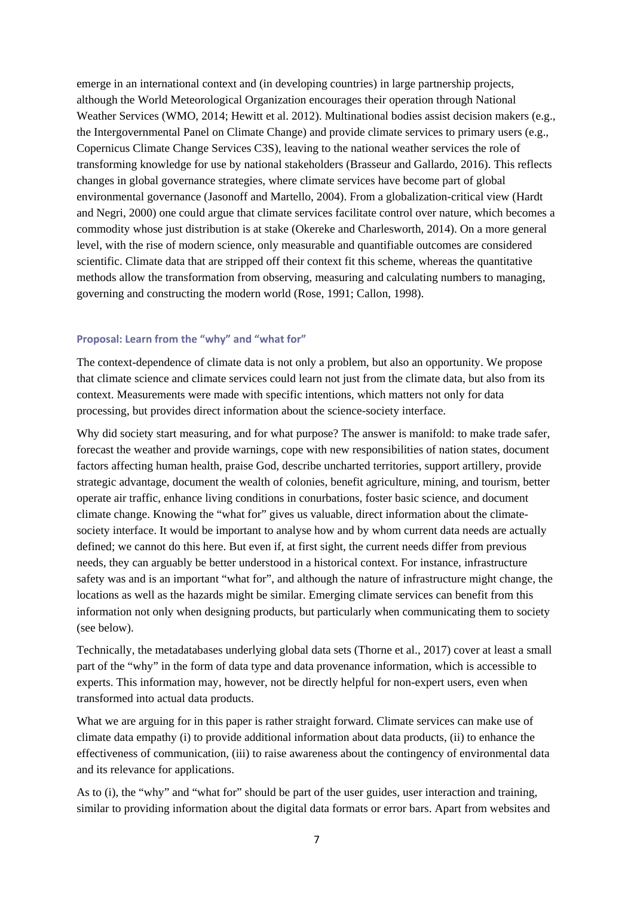emerge in an international context and (in developing countries) in large partnership projects, although the World Meteorological Organization encourages their operation through National Weather Services (WMO, 2014; Hewitt et al. 2012). Multinational bodies assist decision makers (e.g., the Intergovernmental Panel on Climate Change) and provide climate services to primary users (e.g., Copernicus Climate Change Services C3S), leaving to the national weather services the role of transforming knowledge for use by national stakeholders (Brasseur and Gallardo, 2016). This reflects changes in global governance strategies, where climate services have become part of global environmental governance (Jasonoff and Martello, 2004). From a globalization-critical view (Hardt and Negri, 2000) one could argue that climate services facilitate control over nature, which becomes a commodity whose just distribution is at stake (Okereke and Charlesworth, 2014). On a more general level, with the rise of modern science, only measurable and quantifiable outcomes are considered scientific. Climate data that are stripped off their context fit this scheme, whereas the quantitative methods allow the transformation from observing, measuring and calculating numbers to managing, governing and constructing the modern world (Rose, 1991; Callon, 1998).

### Proposal: Learn from the "why" and "what for"

The context-dependence of climate data is not only a problem, but also an opportunity. We propose that climate science and climate services could learn not just from the climate data, but also from its context. Measurements were made with specific intentions, which matters not only for data processing, but provides direct information about the science-society interface.

Why did society start measuring, and for what purpose? The answer is manifold: to make trade safer, forecast the weather and provide warnings, cope with new responsibilities of nation states, document factors affecting human health, praise God, describe uncharted territories, support artillery, provide strategic advantage, document the wealth of colonies, benefit agriculture, mining, and tourism, better operate air traffic, enhance living conditions in conurbations, foster basic science, and document climate change. Knowing the "what for" gives us valuable, direct information about the climate-society interface. It would be important to analyse how and by whom current data needs are actually defined; we cannot do this here. But even if, at first sight, the current needs differ from previous needs, they can arguably be better understood in a historical context. For instance, infrastructure safety was and is an important "what for", and although the nature of infrastructure might change, the locations as well as the hazards might be similar. Emerging climate services can benefit from this information not only when designing products, but particularly when communicating them to society (see below).

Technically, the metadatabases underlying global data sets (Thorne et al., 2017) cover at least a small part of the "why" in the form of data type and data provenance information, which is accessible to experts. This information may, however, not be directly helpful for non-expert users, even when transformed into actual data products.

What we are arguing for in this paper is rather straight forward. Climate services can make use of climate data empathy (i) to provide additional information about data products, (ii) to enhance the effectiveness of communication, (iii) to raise awareness about the contingency of environmental data and its relevance for applications.

As to (i), the "why" and "what for" should be part of the user guides, user interaction and training, similar to providing information about the digital data formats or error bars. Apart from websites and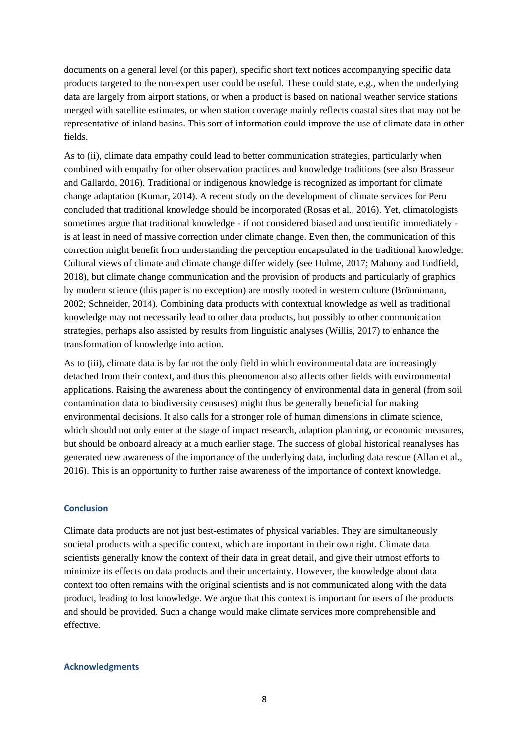documents on a general level (or this paper), specific short text notices accompanying specific data products targeted to the non-expert user could be useful. These could state, e.g., when the underlying data are largely from airport stations, or when a product is based on national weather service stations merged with satellite estimates, or when station coverage mainly reflects coastal sites that may not be representative of inland basins. This sort of information could improve the use of climate data in other fields.

As to (ii), climate data empathy could lead to better communication strategies, particularly when combined with empathy for other observation practices and knowledge traditions (see also Brasseur and Gallardo, 2016). Traditional or indigenous knowledge is recognized as important for climate change adaptation (Kumar, 2014). A recent study on the development of climate services for Peru concluded that traditional knowledge should be incorporated (Rosas et al., 2016). Yet, climatologists sometimes argue that traditional knowledge - if not considered biased and unscientific immediately - is at least in need of massive correction under climate change. Even then, the communication of this correction might benefit from understanding the perception encapsulated in the traditional knowledge. Cultural views of climate and climate change differ widely (see Hulme, 2017; Mahony and Endfield, 2018), but climate change communication and the provision of products and particularly of graphics by modern science (this paper is no exception) are mostly rooted in western culture (Brönnimann, 2002; Schneider, 2014). Combining data products with contextual knowledge as well as traditional knowledge may not necessarily lead to other data products, but possibly to other communication strategies, perhaps also assisted by results from linguistic analyses (Willis, 2017) to enhance the transformation of knowledge into action.

As to (iii), climate data is by far not the only field in which environmental data are increasingly detached from their context, and thus this phenomenon also affects other fields with environmental applications. Raising the awareness about the contingency of environmental data in general (from soil contamination data to biodiversity censuses) might thus be generally beneficial for making environmental decisions. It also calls for a stronger role of human dimensions in climate science, which should not only enter at the stage of impact research, adaption planning, or economic measures, but should be onboard already at a much earlier stage. The success of global historical reanalyses has generated new awareness of the importance of the underlying data, including data rescue (Allan et al., 2016). This is an opportunity to further raise awareness of the importance of context knowledge.

## Conclusion

Climate data products are not just best-estimates of physical variables. They are simultaneously societal products with a specific context, which are important in their own right. Climate data scientists generally know the context of their data in great detail, and give their utmost efforts to minimize its effects on data products and their uncertainty. However, the knowledge about data context too often remains with the original scientists and is not communicated along with the data product, leading to lost knowledge. We argue that this context is important for users of the products and should be provided. Such a change would make climate services more comprehensible and effective.

## Acknowledgments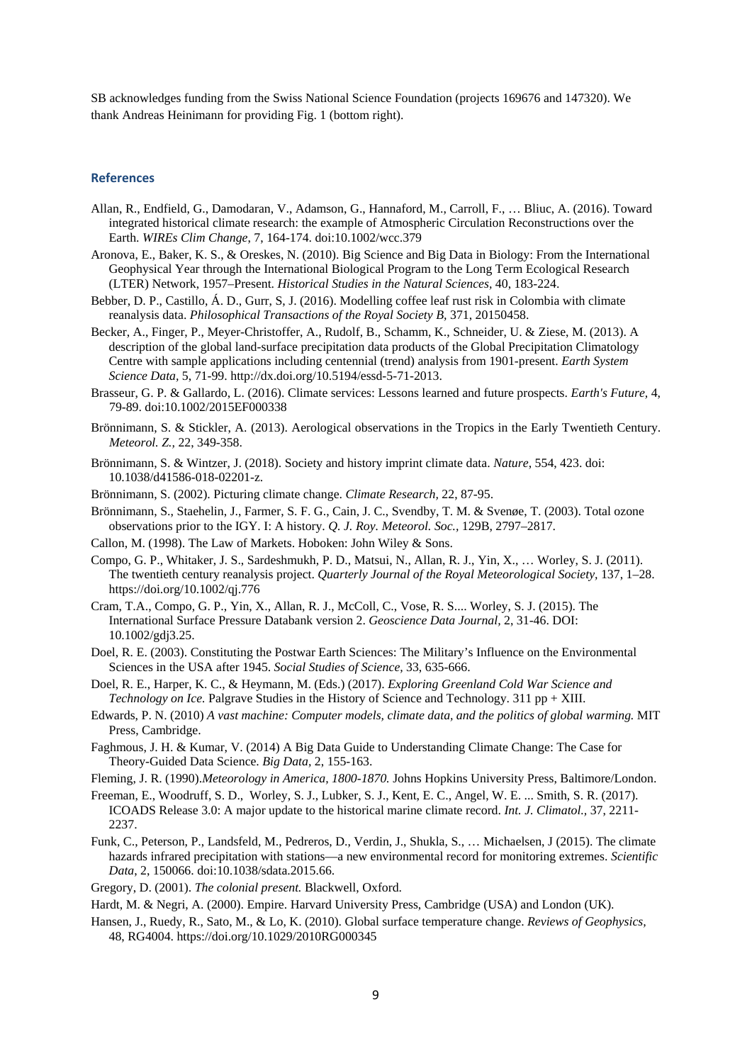SB acknowledges funding from the Swiss National Science Foundation (projects 169676 and 147320). We thank Andreas Heinimann for providing Fig. 1 (bottom right).

## References

Allan, R., Endfield, G., Damodaran, V., Adamson, G., Hannaford, M., Carroll, F., … Bliuc, A. (2016). Toward integrated historical climate research: the example of Atmospheric Circulation Reconstructions over the Earth. *WIREs Clim Change*, 7, 164-174. doi:10.1002/wcc.379

Aronova, E., Baker, K. S., & Oreskes, N. (2010). Big Science and Big Data in Biology: From the International Geophysical Year through the International Biological Program to the Long Term Ecological Research (LTER) Network, 1957–Present. *Historical Studies in the Natural Sciences*, 40, 183-224.

Bebber, D. P., Castillo, Á. D., Gurr, S, J. (2016). Modelling coffee leaf rust risk in Colombia with climate reanalysis data. *Philosophical Transactions of the Royal Society B*, 371, 20150458.

Becker, A., Finger, P., Meyer-Christoffer, A., Rudolf, B., Schamm, K., Schneider, U. & Ziese, M. (2013). A description of the global land-surface precipitation data products of the Global Precipitation Climatology Centre with sample applications including centennial (trend) analysis from 1901-present. *Earth System Science Data*, 5, 71-99. http://dx.doi.org/10.5194/essd-5-71-2013.

Brasseur, G. P. & Gallardo, L. (2016). Climate services: Lessons learned and future prospects. *Earth's Future*, 4, 79-89. doi:10.1002/2015EF000338

Brönnimann, S. & Stickler, A. (2013). Aerological observations in the Tropics in the Early Twentieth Century. *Meteorol. Z.*, 22, 349-358.

Brönnimann, S. & Wintzer, J. (2018). Society and history imprint climate data. *Nature*, 554, 423. doi: 10.1038/d41586-018-02201-z.

Brönnimann, S. (2002). Picturing climate change. *Climate Research*, 22, 87-95.

Brönnimann, S., Staehelin, J., Farmer, S. F. G., Cain, J. C., Svendby, T. M. & Svenøe, T. (2003). Total ozone observations prior to the IGY. I: A history. *Q. J. Roy. Meteorol. Soc.*, 129B, 2797–2817.

Callon, M. (1998). The Law of Markets. Hoboken: John Wiley & Sons.

Compo, G. P., Whitaker, J. S., Sardeshmukh, P. D., Matsui, N., Allan, R. J., Yin, X., … Worley, S. J. (2011). The twentieth century reanalysis project. *Quarterly Journal of the Royal Meteorological Society*, 137, 1–28. https://doi.org/10.1002/qj.776

Cram, T.A., Compo, G. P., Yin, X., Allan, R. J., McColl, C., Vose, R. S.... Worley, S. J. (2015). The International Surface Pressure Databank version 2. *Geoscience Data Journal*, 2, 31-46. DOI: 10.1002/gdj3.25.

Doel, R. E. (2003). Constituting the Postwar Earth Sciences: The Military's Influence on the Environmental Sciences in the USA after 1945. *Social Studies of Science*, 33, 635-666.

Doel, R. E., Harper, K. C., & Heymann, M. (Eds.) (2017). *Exploring Greenland Cold War Science and Technology on Ice.* Palgrave Studies in the History of Science and Technology. 311 pp + XIII.

Edwards, P. N. (2010) *A vast machine: Computer models, climate data, and the politics of global warming.* MIT Press, Cambridge.

Faghmous, J. H. & Kumar, V. (2014) A Big Data Guide to Understanding Climate Change: The Case for Theory-Guided Data Science. *Big Data*, 2, 155-163.

Fleming, J. R. (1990).*Meteorology in America, 1800-1870.* Johns Hopkins University Press, Baltimore/London.

Freeman, E., Woodruff, S. D., Worley, S. J., Lubker, S. J., Kent, E. C., Angel, W. E. ... Smith, S. R. (2017). ICOADS Release 3.0: A major update to the historical marine climate record. *Int. J. Climatol.*, 37, 2211-2237.

Funk, C., Peterson, P., Landsfeld, M., Pedreros, D., Verdin, J., Shukla, S., … Michaelsen, J (2015). The climate hazards infrared precipitation with stations—a new environmental record for monitoring extremes. *Scientific Data*, 2, 150066. doi:10.1038/sdata.2015.66.

Gregory, D. (2001). *The colonial present.* Blackwell, Oxford.

Hardt, M. & Negri, A. (2000). Empire. Harvard University Press, Cambridge (USA) and London (UK).

Hansen, J., Ruedy, R., Sato, M., & Lo, K. (2010). Global surface temperature change. *Reviews of Geophysics*, 48, RG4004. https://doi.org/10.1029/2010RG000345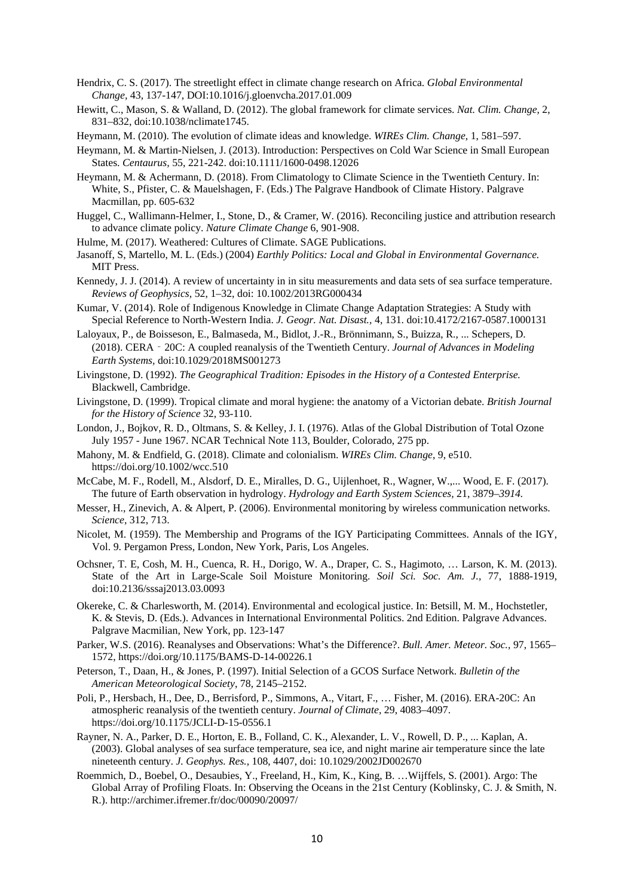Hendrix, C. S. (2017). The streetlight effect in climate change research on Africa. *Global Environmental Change,* 43, 137-147, DOI:10.1016/j.gloenvcha.2017.01.009

Hewitt, C., Mason, S. & Walland, D. (2012). The global framework for climate services. *Nat. Clim. Change,* 2, 831–832, doi:10.1038/nclimate1745.

Heymann, M. (2010). The evolution of climate ideas and knowledge. *WIREs Clim. Change,* 1, 581–597.

Heymann, M. & Martin-Nielsen, J. (2013). Introduction: Perspectives on Cold War Science in Small European States. *Centaurus,* 55, 221-242. doi:10.1111/1600-0498.12026

Heymann, M. & Achermann, D. (2018). From Climatology to Climate Science in the Twentieth Century. In: White, S., Pfister, C. & Mauelshagen, F. (Eds.) The Palgrave Handbook of Climate History. Palgrave Macmillan, pp. 605-632

Huggel, C., Wallimann-Helmer, I., Stone, D., & Cramer, W. (2016). Reconciling justice and attribution research to advance climate policy. *Nature Climate Change* 6, 901-908.

Hulme, M. (2017). Weathered: Cultures of Climate. SAGE Publications.

Jasanoff, S, Martello, M. L. (Eds.) (2004) *Earthly Politics: Local and Global in Environmental Governance.* MIT Press.

Kennedy, J. J. (2014). A review of uncertainty in in situ measurements and data sets of sea surface temperature. *Reviews of Geophysics,* 52, 1–32, doi: 10.1002/2013RG000434

Kumar, V. (2014). Role of Indigenous Knowledge in Climate Change Adaptation Strategies: A Study with Special Reference to North-Western India. *J. Geogr. Nat. Disast.,* 4, 131. doi:10.4172/2167-0587.1000131

Laloyaux, P., de Boisseson, E., Balmaseda, M., Bidlot, J.-R., Brönnimann, S., Buizza, R., ... Schepers, D. (2018). CERA‐20C: A coupled reanalysis of the Twentieth Century. *Journal of Advances in Modeling Earth Systems,* doi:10.1029/2018MS001273

Livingstone, D. (1992). *The Geographical Tradition: Episodes in the History of a Contested Enterprise.* Blackwell, Cambridge.

Livingstone, D. (1999). Tropical climate and moral hygiene: the anatomy of a Victorian debate. *British Journal for the History of Science* 32, 93-110.

London, J., Bojkov, R. D., Oltmans, S. & Kelley, J. I. (1976). Atlas of the Global Distribution of Total Ozone July 1957 - June 1967. NCAR Technical Note 113, Boulder, Colorado, 275 pp.

Mahony, M. & Endfield, G. (2018). Climate and colonialism. *WIREs Clim. Change*, 9, e510. https://doi.org/10.1002/wcc.510

McCabe, M. F., Rodell, M., Alsdorf, D. E., Miralles, D. G., Uijlenhoet, R., Wagner, W.,... Wood, E. F. (2017). The future of Earth observation in hydrology. *Hydrology and Earth System Sciences,* 21, 3879–*3914.*

Messer, H., Zinevich, A. & Alpert, P. (2006). Environmental monitoring by wireless communication networks. *Science,* 312, 713.

Nicolet, M. (1959). The Membership and Programs of the IGY Participating Committees. Annals of the IGY, Vol. 9. Pergamon Press, London, New York, Paris, Los Angeles.

Ochsner, T. E, Cosh, M. H., Cuenca, R. H., Dorigo, W. A., Draper, C. S., Hagimoto, … Larson, K. M. (2013). State of the Art in Large-Scale Soil Moisture Monitoring. *Soil Sci. Soc. Am. J.,* 77, 1888-1919, doi:10.2136/sssaj2013.03.0093

Okereke, C. & Charlesworth, M. (2014). Environmental and ecological justice. In: Betsill, M. M., Hochstetler, K. & Stevis, D. (Eds.). Advances in International Environmental Politics. 2nd Edition. Palgrave Advances. Palgrave Macmilian, New York, pp. 123-147

Parker, W.S. (2016). Reanalyses and Observations: What's the Difference?. *Bull. Amer. Meteor. Soc.,* 97, 1565–1572, https://doi.org/10.1175/BAMS-D-14-00226.1

Peterson, T., Daan, H., & Jones, P. (1997). Initial Selection of a GCOS Surface Network. *Bulletin of the American Meteorological Society*, 78, 2145–2152.

Poli, P., Hersbach, H., Dee, D., Berrisford, P., Simmons, A., Vitart, F., … Fisher, M. (2016). ERA-20C: An atmospheric reanalysis of the twentieth century. *Journal of Climate,* 29, 4083–4097. https://doi.org/10.1175/JCLI-D-15-0556.1

Rayner, N. A., Parker, D. E., Horton, E. B., Folland, C. K., Alexander, L. V., Rowell, D. P., ... Kaplan, A. (2003). Global analyses of sea surface temperature, sea ice, and night marine air temperature since the late nineteenth century. *J. Geophys. Res.,* 108, 4407, doi: 10.1029/2002JD002670

Roemmich, D., Boebel, O., Desaubies, Y., Freeland, H., Kim, K., King, B. …Wijffels, S. (2001). Argo: The Global Array of Profiling Floats. In: Observing the Oceans in the 21st Century (Koblinsky, C. J. & Smith, N. R.). http://archimer.ifremer.fr/doc/00090/20097/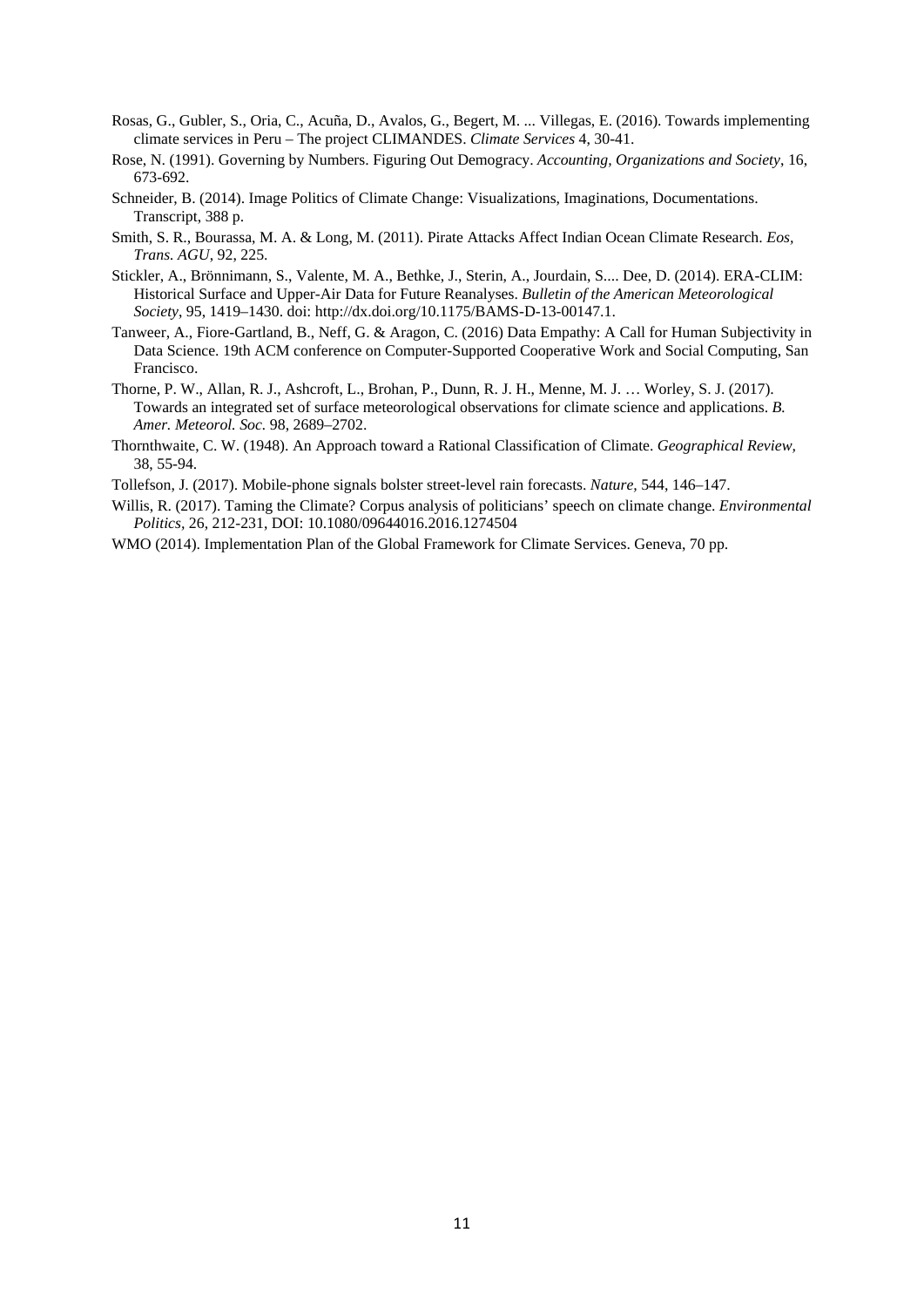Rosas, G., Gubler, S., Oria, C., Acuña, D., Avalos, G., Begert, M. ... Villegas, E. (2016). Towards implementing climate services in Peru – The project CLIMANDES. *Climate Services* 4, 30-41.

Rose, N. (1991). Governing by Numbers. Figuring Out Democracy. *Accounting, Organizations and Society*, 16, 673-692.

Schneider, B. (2014). Image Politics of Climate Change: Visualizations, Imaginations, Documentations. Transcript, 388 p.

Smith, S. R., Bourassa, M. A. & Long, M. (2011). Pirate Attacks Affect Indian Ocean Climate Research. *Eos, Trans. AGU*, 92, 225.

Stickler, A., Brönnimann, S., Valente, M. A., Bethke, J., Sterin, A., Jourdain, S.... Dee, D. (2014). ERA-CLIM: Historical Surface and Upper-Air Data for Future Reanalyses. *Bulletin of the American Meteorological Society*, 95, 1419–1430. doi: http://dx.doi.org/10.1175/BAMS-D-13-00147.1.

Tanweer, A., Fiore-Gartland, B., Neff, G. & Aragon, C. (2016) Data Empathy: A Call for Human Subjectivity in Data Science. 19th ACM conference on Computer-Supported Cooperative Work and Social Computing, San Francisco.

Thorne, P. W., Allan, R. J., Ashcroft, L., Brohan, P., Dunn, R. J. H., Menne, M. J. … Worley, S. J. (2017). Towards an integrated set of surface meteorological observations for climate science and applications. *B. Amer. Meteorol. Soc.* 98, 2689–2702.

Thornthwaite, C. W. (1948). An Approach toward a Rational Classification of Climate. *Geographical Review*, 38, 55-94.

Tollefson, J. (2017). Mobile-phone signals bolster street-level rain forecasts. *Nature*, 544, 146–147.

Willis, R. (2017). Taming the Climate? Corpus analysis of politicians' speech on climate change. *Environmental Politics*, 26, 212-231, DOI: 10.1080/09644016.2016.1274504

WMO (2014). Implementation Plan of the Global Framework for Climate Services. Geneva, 70 pp.